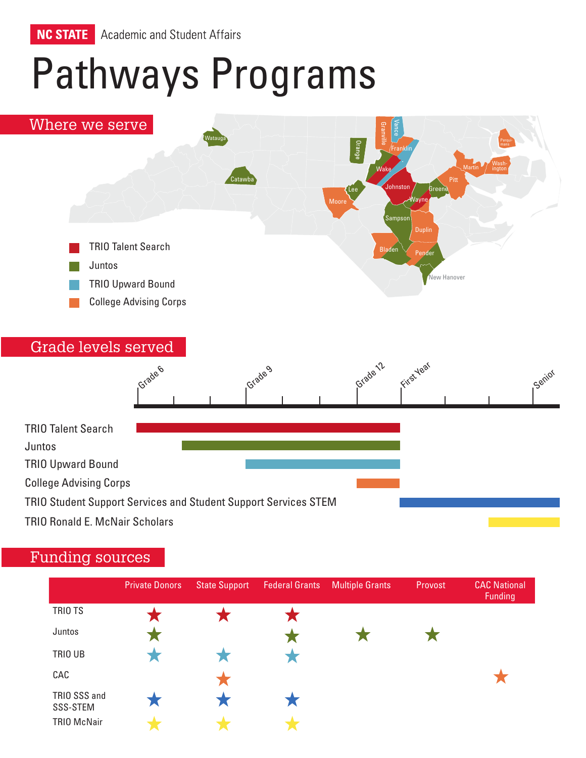NC STATE Academic and Student Affairs

# Pathways Programs

## Where we serve

Watauga, Catawba, Orange, Granville, Vance, Franklin, Wake, Johnston, Lee, Moore, Wayne, Greene, Pitt, Martin, Washington, Perquimans, Sampson, Duplin, Bladen, Pender, New Hanover

- TRIO Talent Search
- Juntos
- TRIO Upward Bound
- College Advising Corps

## Grade levels served

Grade 6 — Grade 9 — Grade 12 — First Year — Senior

| Program | Grade levels served |
|---|---|
| TRIO Talent Search | Grade 6 – Grade 12 |
| Juntos | Grade 12 (starting after Grade 6) |
| TRIO Upward Bound | Grade 9 – Grade 12 |
| College Advising Corps | Grade 12 |
| TRIO Student Support Services and Student Support Services STEM | First Year – Senior |
| TRIO Ronald E. McNair Scholars | Junior – Senior |

## Funding sources

| | Private Donors | State Support | Federal Grants | Multiple Grants | Provost | CAC National Funding |
|---|---|---|---|---|---|---|
| TRIO TS | ★ | ★ | ★ | | | |
| Juntos | ★ | | ★ | ★ | ★ | |
| TRIO UB | ★ | ★ | ★ | | | |
| CAC | | ★ | | | | ★ |
| TRIO SSS and SSS-STEM | ★ | ★ | ★ | | | |
| TRIO McNair | ★ | ★ | ★ | | | |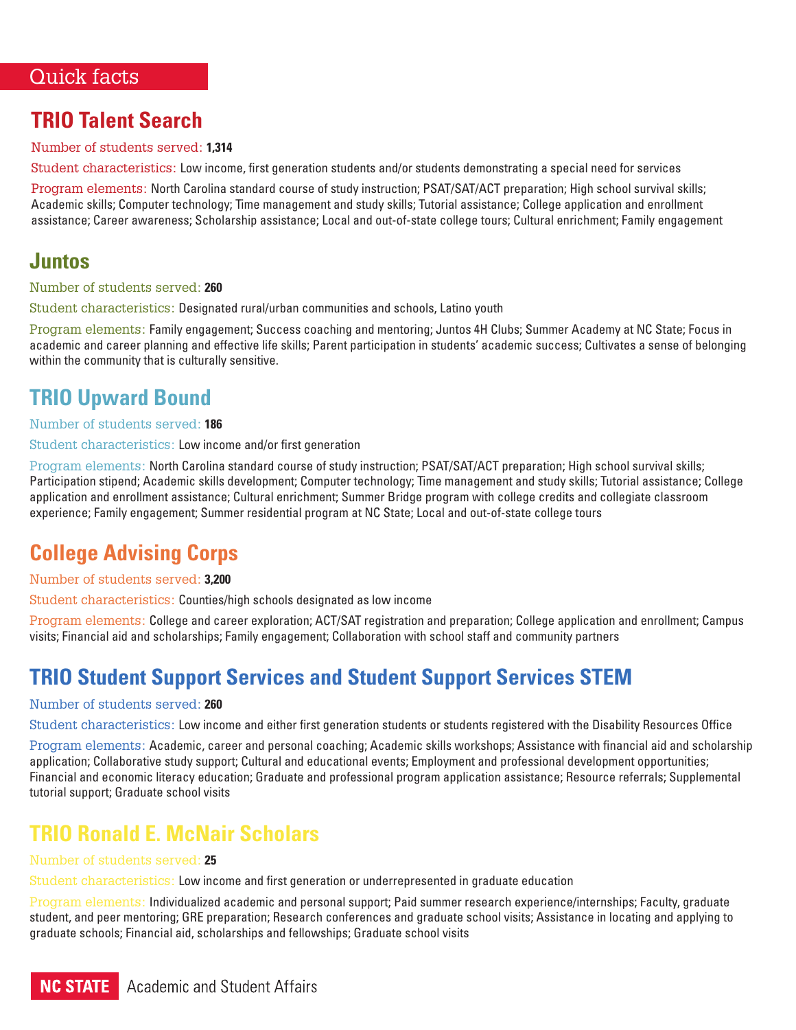## Quick facts

### TRIO Talent Search

Number of students served: **1,314**

Student characteristics: Low income, first generation students and/or students demonstrating a special need for services

Program elements: North Carolina standard course of study instruction; PSAT/SAT/ACT preparation; High school survival skills; Academic skills; Computer technology; Time management and study skills; Tutorial assistance; College application and enrollment assistance; Career awareness; Scholarship assistance; Local and out-of-state college tours; Cultural enrichment; Family engagement

### Juntos

Number of students served: **260**

Student characteristics: Designated rural/urban communities and schools, Latino youth

Program elements: Family engagement; Success coaching and mentoring; Juntos 4H Clubs; Summer Academy at NC State; Focus in academic and career planning and effective life skills; Parent participation in students' academic success; Cultivates a sense of belonging within the community that is culturally sensitive.

### TRIO Upward Bound

Number of students served: **186**

Student characteristics: Low income and/or first generation

Program elements: North Carolina standard course of study instruction; PSAT/SAT/ACT preparation; High school survival skills; Participation stipend; Academic skills development; Computer technology; Time management and study skills; Tutorial assistance; College application and enrollment assistance; Cultural enrichment; Summer Bridge program with college credits and collegiate classroom experience; Family engagement; Summer residential program at NC State; Local and out-of-state college tours

### College Advising Corps

Number of students served: **3,200**

Student characteristics: Counties/high schools designated as low income

Program elements: College and career exploration; ACT/SAT registration and preparation; College application and enrollment; Campus visits; Financial aid and scholarships; Family engagement; Collaboration with school staff and community partners

### TRIO Student Support Services and Student Support Services STEM

Number of students served: **260**

Student characteristics: Low income and either first generation students or students registered with the Disability Resources Office

Program elements: Academic, career and personal coaching; Academic skills workshops; Assistance with financial aid and scholarship application; Collaborative study support; Cultural and educational events; Employment and professional development opportunities; Financial and economic literacy education; Graduate and professional program application assistance; Resource referrals; Supplemental tutorial support; Graduate school visits

### TRIO Ronald E. McNair Scholars

Number of students served: **25**

Student characteristics: Low income and first generation or underrepresented in graduate education

Program elements: Individualized academic and personal support; Paid summer research experience/internships; Faculty, graduate student, and peer mentoring; GRE preparation; Research conferences and graduate school visits; Assistance in locating and applying to graduate schools; Financial aid, scholarships and fellowships; Graduate school visits

**NC STATE** Academic and Student Affairs